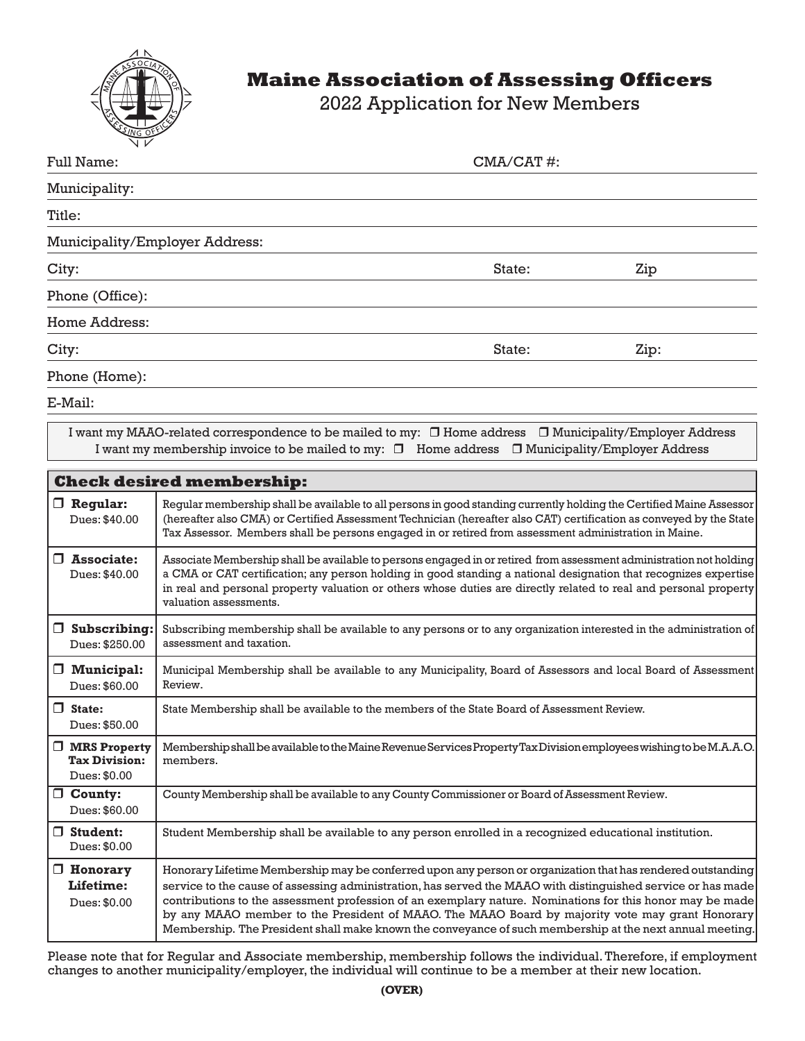# Maine Association of Assessing Officers

## 2022 Application for New Members

Full Name: CMA/CAT #:

Municipality:

Title:

Municipality/Employer Address:

City: State: Zip

Phone (Office):

Home Address:

City: State: Zip:

Phone (Home):

E-Mail:

I want my MAAO-related correspondence to be mailed to my: ☐ Home address ☐ Municipality/Employer Address
I want my membership invoice to be mailed to my: ☐ Home address ☐ Municipality/Employer Address

| **Check desired membership:** | |
|---|---|
| ☐ **Regular:** Dues: $40.00 | Regular membership shall be available to all persons in good standing currently holding the Certified Maine Assessor (hereafter also CMA) or Certified Assessment Technician (hereafter also CAT) certification as conveyed by the State Tax Assessor. Members shall be persons engaged in or retired from assessment administration in Maine. |
| ☐ **Associate:** Dues: $40.00 | Associate Membership shall be available to persons engaged in or retired from assessment administration not holding a CMA or CAT certification; any person holding in good standing a national designation that recognizes expertise in real and personal property valuation or others whose duties are directly related to real and personal property valuation assessments. |
| ☐ **Subscribing:** Dues: $250.00 | Subscribing membership shall be available to any persons or to any organization interested in the administration of assessment and taxation. |
| ☐ **Municipal:** Dues: $60.00 | Municipal Membership shall be available to any Municipality, Board of Assessors and local Board of Assessment Review. |
| ☐ **State:** Dues: $50.00 | State Membership shall be available to the members of the State Board of Assessment Review. |
| ☐ **MRS Property Tax Division:** Dues: $0.00 | Membership shall be available to the Maine Revenue Services Property Tax Division employees wishing to be M.A.A.O. members. |
| ☐ **County:** Dues: $60.00 | County Membership shall be available to any County Commissioner or Board of Assessment Review. |
| ☐ **Student:** Dues: $0.00 | Student Membership shall be available to any person enrolled in a recognized educational institution. |
| ☐ **Honorary Lifetime:** Dues: $0.00 | Honorary Lifetime Membership may be conferred upon any person or organization that has rendered outstanding service to the cause of assessing administration, has served the MAAO with distinguished service or has made contributions to the assessment profession of an exemplary nature. Nominations for this honor may be made by any MAAO member to the President of MAAO. The MAAO Board by majority vote may grant Honorary Membership. The President shall make known the conveyance of such membership at the next annual meeting. |

Please note that for Regular and Associate membership, membership follows the individual. Therefore, if employment changes to another municipality/employer, the individual will continue to be a member at their new location.

**(OVER)**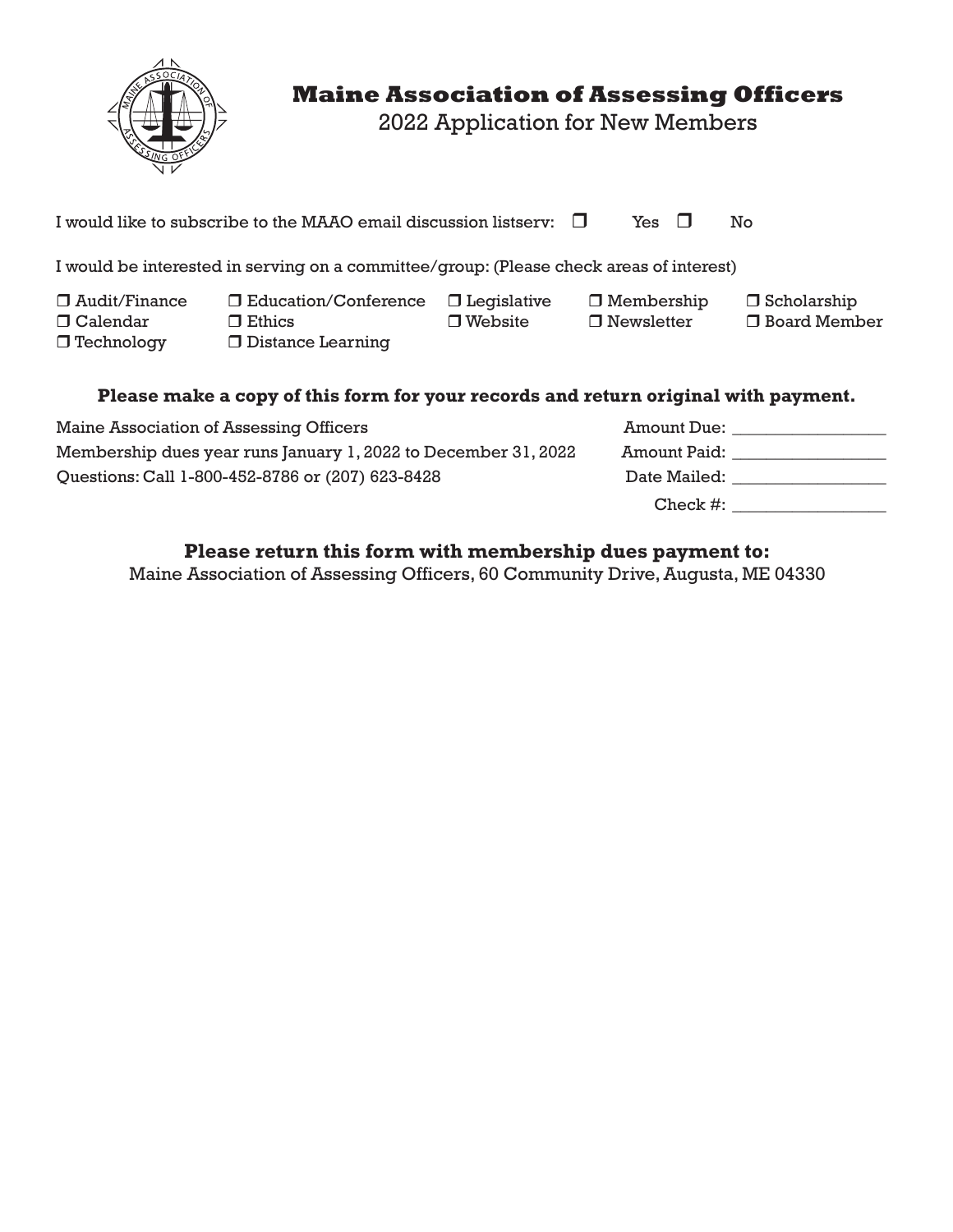# Maine Association of Assessing Officers

2022 Application for New Members

I would like to subscribe to the MAAO email discussion listserv: ❒ Yes ❒ No

I would be interested in serving on a committee/group: (Please check areas of interest)

❒ Audit/Finance
❒ Calendar
❒ Technology
❒ Education/Conference
❒ Ethics
❒ Distance Learning
❒ Legislative
❒ Website
❒ Membership
❒ Newsletter
❒ Scholarship
❒ Board Member

**Please make a copy of this form for your records and return original with payment.**

Maine Association of Assessing Officers
Membership dues year runs January 1, 2022 to December 31, 2022
Questions: Call 1-800-452-8786 or (207) 623-8428

Amount Due: ________________
Amount Paid: ________________
Date Mailed: ________________
Check #: ________________

**Please return this form with membership dues payment to:**
Maine Association of Assessing Officers, 60 Community Drive, Augusta, ME 04330